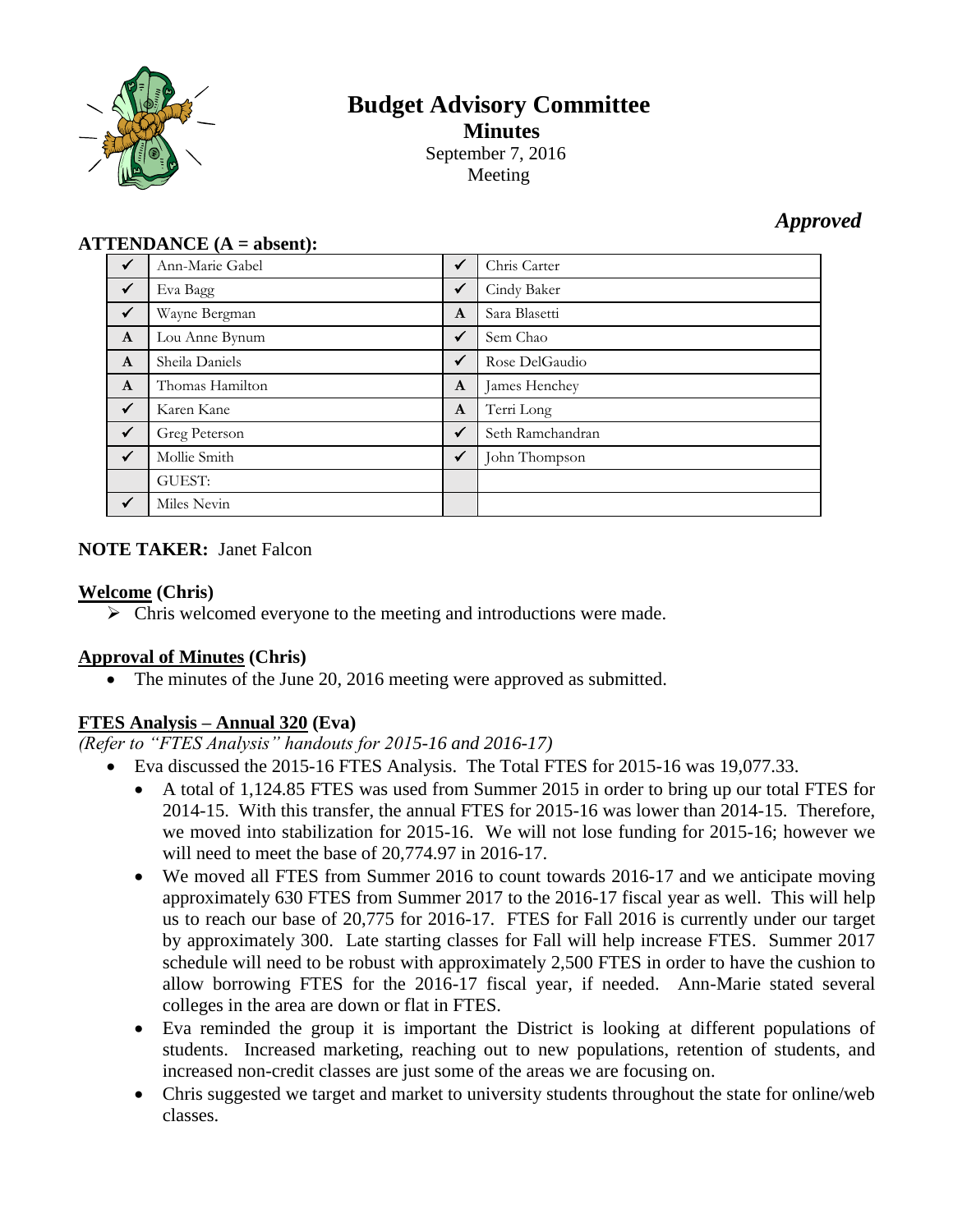# Budget Advisory Committee

**Minutes**

September 7, 2016

Meeting

***Approved***

**ATTENDANCE (A = absent):**

| | | | |
|---|---|---|---|
| ✓ | Ann-Marie Gabel | ✓ | Chris Carter |
| ✓ | Eva Bagg | ✓ | Cindy Baker |
| ✓ | Wayne Bergman | A | Sara Blasetti |
| A | Lou Anne Bynum | ✓ | Sem Chao |
| A | Sheila Daniels | ✓ | Rose DelGaudio |
| A | Thomas Hamilton | A | James Henchey |
| ✓ | Karen Kane | A | Terri Long |
| ✓ | Greg Peterson | ✓ | Seth Ramchandran |
| ✓ | Mollie Smith | ✓ | John Thompson |
| | GUEST: | | |
| ✓ | Miles Nevin | | |

**NOTE TAKER:** Janet Falcon

**Welcome (Chris)**

- Chris welcomed everyone to the meeting and introductions were made.

**Approval of Minutes (Chris)**

- The minutes of the June 20, 2016 meeting were approved as submitted.

**FTES Analysis – Annual 320 (Eva)**

*(Refer to "FTES Analysis" handouts for 2015-16 and 2016-17)*

- Eva discussed the 2015-16 FTES Analysis. The Total FTES for 2015-16 was 19,077.33.
  - A total of 1,124.85 FTES was used from Summer 2015 in order to bring up our total FTES for 2014-15. With this transfer, the annual FTES for 2015-16 was lower than 2014-15. Therefore, we moved into stabilization for 2015-16. We will not lose funding for 2015-16; however we will need to meet the base of 20,774.97 in 2016-17.
  - We moved all FTES from Summer 2016 to count towards 2016-17 and we anticipate moving approximately 630 FTES from Summer 2017 to the 2016-17 fiscal year as well. This will help us to reach our base of 20,775 for 2016-17. FTES for Fall 2016 is currently under our target by approximately 300. Late starting classes for Fall will help increase FTES. Summer 2017 schedule will need to be robust with approximately 2,500 FTES in order to have the cushion to allow borrowing FTES for the 2016-17 fiscal year, if needed. Ann-Marie stated several colleges in the area are down or flat in FTES.
  - Eva reminded the group it is important the District is looking at different populations of students. Increased marketing, reaching out to new populations, retention of students, and increased non-credit classes are just some of the areas we are focusing on.
  - Chris suggested we target and market to university students throughout the state for online/web classes.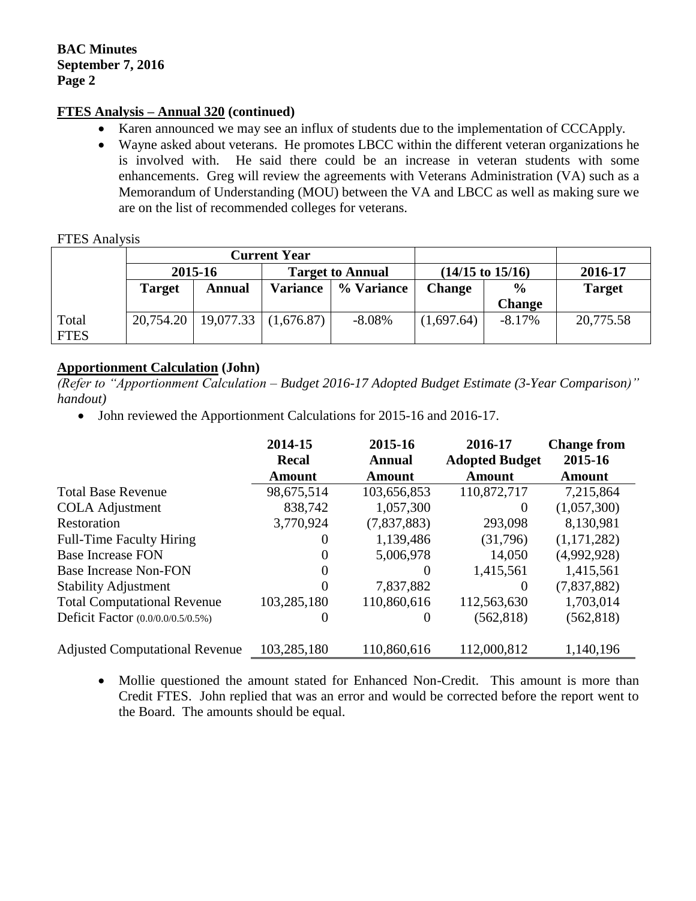**FTES Analysis – Annual 320 (continued)**

- Karen announced we may see an influx of students due to the implementation of CCCApply.
- Wayne asked about veterans. He promotes LBCC within the different veteran organizations he is involved with. He said there could be an increase in veteran students with some enhancements. Greg will review the agreements with Veterans Administration (VA) such as a Memorandum of Understanding (MOU) between the VA and LBCC as well as making sure we are on the list of recommended colleges for veterans.

FTES Analysis

| | Current Year | | | | | | |
|---|---|---|---|---|---|---|---|
| | 2015-16 | | Target to Annual | | (14/15 to 15/16) | | 2016-17 |
| | Target | Annual | Variance | % Variance | Change | % Change | Target |
| Total FTES | 20,754.20 | 19,077.33 | (1,676.87) | -8.08% | (1,697.64) | -8.17% | 20,775.58 |

**Apportionment Calculation (John)**

*(Refer to "Apportionment Calculation – Budget 2016-17 Adopted Budget Estimate (3-Year Comparison)" handout)*

- John reviewed the Apportionment Calculations for 2015-16 and 2016-17.

| | 2014-15 Recal Amount | 2015-16 Annual Amount | 2016-17 Adopted Budget Amount | Change from 2015-16 Amount |
|---|---|---|---|---|
| Total Base Revenue | 98,675,514 | 103,656,853 | 110,872,717 | 7,215,864 |
| COLA Adjustment | 838,742 | 1,057,300 | 0 | (1,057,300) |
| Restoration | 3,770,924 | (7,837,883) | 293,098 | 8,130,981 |
| Full-Time Faculty Hiring | 0 | 1,139,486 | (31,796) | (1,171,282) |
| Base Increase FON | 0 | 5,006,978 | 14,050 | (4,992,928) |
| Base Increase Non-FON | 0 | 0 | 1,415,561 | 1,415,561 |
| Stability Adjustment | 0 | 7,837,882 | 0 | (7,837,882) |
| Total Computational Revenue | 103,285,180 | 110,860,616 | 112,563,630 | 1,703,014 |
| Deficit Factor (0.0/0.0/0.5/0.5%) | 0 | 0 | (562,818) | (562,818) |
| Adjusted Computational Revenue | 103,285,180 | 110,860,616 | 112,000,812 | 1,140,196 |

- Mollie questioned the amount stated for Enhanced Non-Credit. This amount is more than Credit FTES. John replied that was an error and would be corrected before the report went to the Board. The amounts should be equal.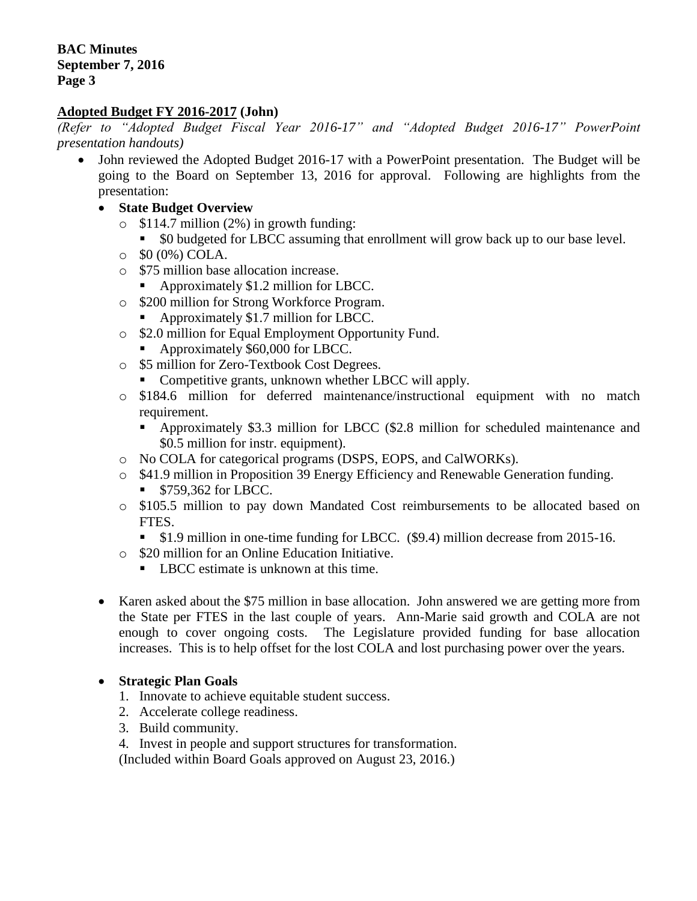## **Adopted Budget FY 2016-2017** (John)

*(Refer to "Adopted Budget Fiscal Year 2016-17" and "Adopted Budget 2016-17" PowerPoint presentation handouts)*

- John reviewed the Adopted Budget 2016-17 with a PowerPoint presentation. The Budget will be going to the Board on September 13, 2016 for approval. Following are highlights from the presentation:
  - **State Budget Overview**
    - $114.7 million (2%) in growth funding:
      - $0 budgeted for LBCC assuming that enrollment will grow back up to our base level.
    - $0 (0%) COLA.
    - $75 million base allocation increase.
      - Approximately $1.2 million for LBCC.
    - $200 million for Strong Workforce Program.
      - Approximately $1.7 million for LBCC.
    - $2.0 million for Equal Employment Opportunity Fund.
      - Approximately $60,000 for LBCC.
    - $5 million for Zero-Textbook Cost Degrees.
      - Competitive grants, unknown whether LBCC will apply.
    - $184.6 million for deferred maintenance/instructional equipment with no match requirement.
      - Approximately $3.3 million for LBCC ($2.8 million for scheduled maintenance and $0.5 million for instr. equipment).
    - No COLA for categorical programs (DSPS, EOPS, and CalWORKs).
    - $41.9 million in Proposition 39 Energy Efficiency and Renewable Generation funding.
      - $759,362 for LBCC.
    - $105.5 million to pay down Mandated Cost reimbursements to be allocated based on FTES.
      - $1.9 million in one-time funding for LBCC. ($9.4) million decrease from 2015-16.
    - $20 million for an Online Education Initiative.
      - LBCC estimate is unknown at this time.

- Karen asked about the $75 million in base allocation. John answered we are getting more from the State per FTES in the last couple of years. Ann-Marie said growth and COLA are not enough to cover ongoing costs. The Legislature provided funding for base allocation increases. This is to help offset for the lost COLA and lost purchasing power over the years.

  - **Strategic Plan Goals**
    1. Innovate to achieve equitable student success.
    2. Accelerate college readiness.
    3. Build community.
    4. Invest in people and support structures for transformation.

    (Included within Board Goals approved on August 23, 2016.)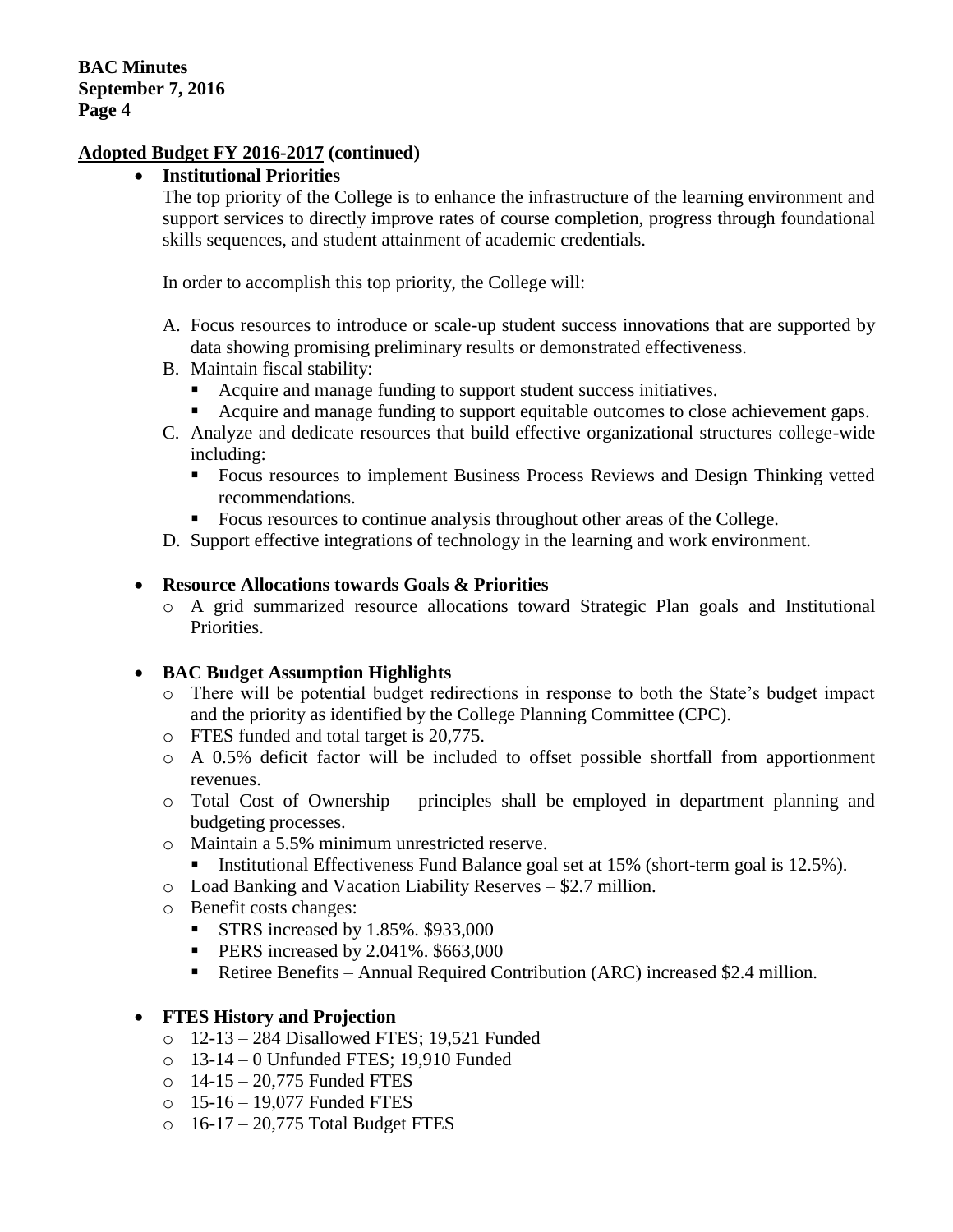**Adopted Budget FY 2016-2017 (continued)**

- **Institutional Priorities**

  The top priority of the College is to enhance the infrastructure of the learning environment and support services to directly improve rates of course completion, progress through foundational skills sequences, and student attainment of academic credentials.

  In order to accomplish this top priority, the College will:

  A. Focus resources to introduce or scale-up student success innovations that are supported by data showing promising preliminary results or demonstrated effectiveness.
  B. Maintain fiscal stability:
     - Acquire and manage funding to support student success initiatives.
     - Acquire and manage funding to support equitable outcomes to close achievement gaps.
  C. Analyze and dedicate resources that build effective organizational structures college-wide including:
     - Focus resources to implement Business Process Reviews and Design Thinking vetted recommendations.
     - Focus resources to continue analysis throughout other areas of the College.
  D. Support effective integrations of technology in the learning and work environment.

- **Resource Allocations towards Goals & Priorities**
  - A grid summarized resource allocations toward Strategic Plan goals and Institutional Priorities.

- **BAC Budget Assumption Highlights**
  - There will be potential budget redirections in response to both the State's budget impact and the priority as identified by the College Planning Committee (CPC).
  - FTES funded and total target is 20,775.
  - A 0.5% deficit factor will be included to offset possible shortfall from apportionment revenues.
  - Total Cost of Ownership – principles shall be employed in department planning and budgeting processes.
  - Maintain a 5.5% minimum unrestricted reserve.
    - Institutional Effectiveness Fund Balance goal set at 15% (short-term goal is 12.5%).
  - Load Banking and Vacation Liability Reserves – $2.7 million.
  - Benefit costs changes:
    - STRS increased by 1.85%. $933,000
    - PERS increased by 2.041%. $663,000
    - Retiree Benefits – Annual Required Contribution (ARC) increased $2.4 million.

- **FTES History and Projection**
  - 12-13 – 284 Disallowed FTES; 19,521 Funded
  - 13-14 – 0 Unfunded FTES; 19,910 Funded
  - 14-15 – 20,775 Funded FTES
  - 15-16 – 19,077 Funded FTES
  - 16-17 – 20,775 Total Budget FTES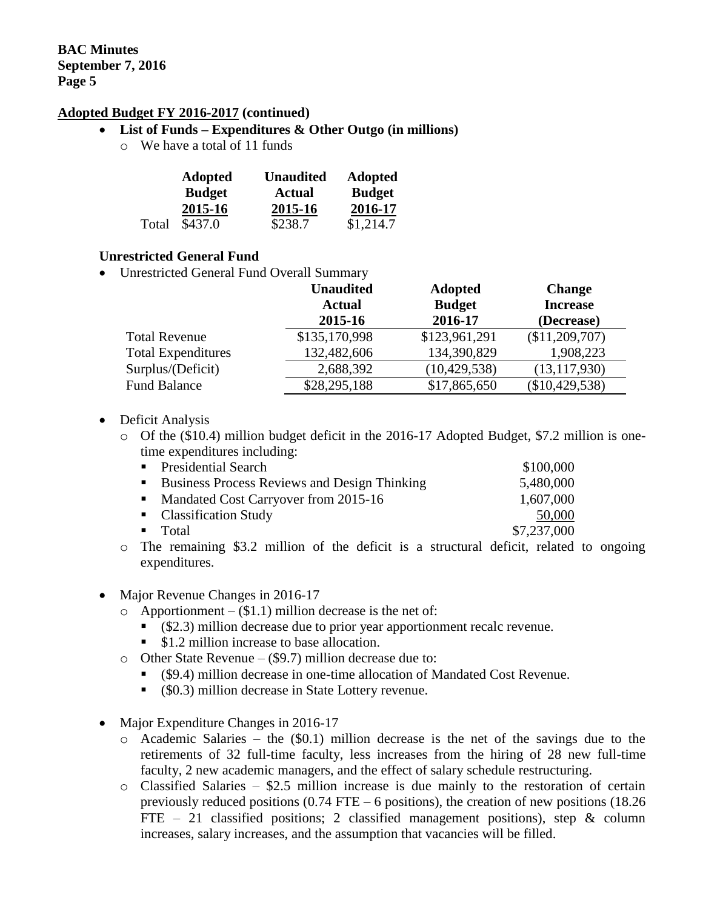## Adopted Budget FY 2016-2017 (continued)

- **List of Funds – Expenditures & Other Outgo (in millions)**
  - We have a total of 11 funds

| | Adopted Budget 2015-16 | Unaudited Actual 2015-16 | Adopted Budget 2016-17 |
|---|---|---|---|
| Total | $437.0 | $238.7 | $1,214.7 |

### Unrestricted General Fund

- Unrestricted General Fund Overall Summary

| | Unaudited Actual 2015-16 | Adopted Budget 2016-17 | Change Increase (Decrease) |
|---|---|---|---|
| Total Revenue | $135,170,998 | $123,961,291 | ($11,209,707) |
| Total Expenditures | 132,482,606 | 134,390,829 | 1,908,223 |
| Surplus/(Deficit) | 2,688,392 | (10,429,538) | (13,117,930) |
| Fund Balance | $28,295,188 | $17,865,650 | ($10,429,538) |

- Deficit Analysis
  - Of the ($10.4) million budget deficit in the 2016-17 Adopted Budget, $7.2 million is one-time expenditures including:
    - Presidential Search — $100,000
    - Business Process Reviews and Design Thinking — 5,480,000
    - Mandated Cost Carryover from 2015-16 — 1,607,000
    - Classification Study — 50,000
    - Total — $7,237,000
  - The remaining $3.2 million of the deficit is a structural deficit, related to ongoing expenditures.

- Major Revenue Changes in 2016-17
  - Apportionment – ($1.1) million decrease is the net of:
    - ($2.3) million decrease due to prior year apportionment recalc revenue.
    - $1.2 million increase to base allocation.
  - Other State Revenue – ($9.7) million decrease due to:
    - ($9.4) million decrease in one-time allocation of Mandated Cost Revenue.
    - ($0.3) million decrease in State Lottery revenue.

- Major Expenditure Changes in 2016-17
  - Academic Salaries – the ($0.1) million decrease is the net of the savings due to the retirements of 32 full-time faculty, less increases from the hiring of 28 new full-time faculty, 2 new academic managers, and the effect of salary schedule restructuring.
  - Classified Salaries – $2.5 million increase is due mainly to the restoration of certain previously reduced positions (0.74 FTE – 6 positions), the creation of new positions (18.26 FTE – 21 classified positions; 2 classified management positions), step & column increases, salary increases, and the assumption that vacancies will be filled.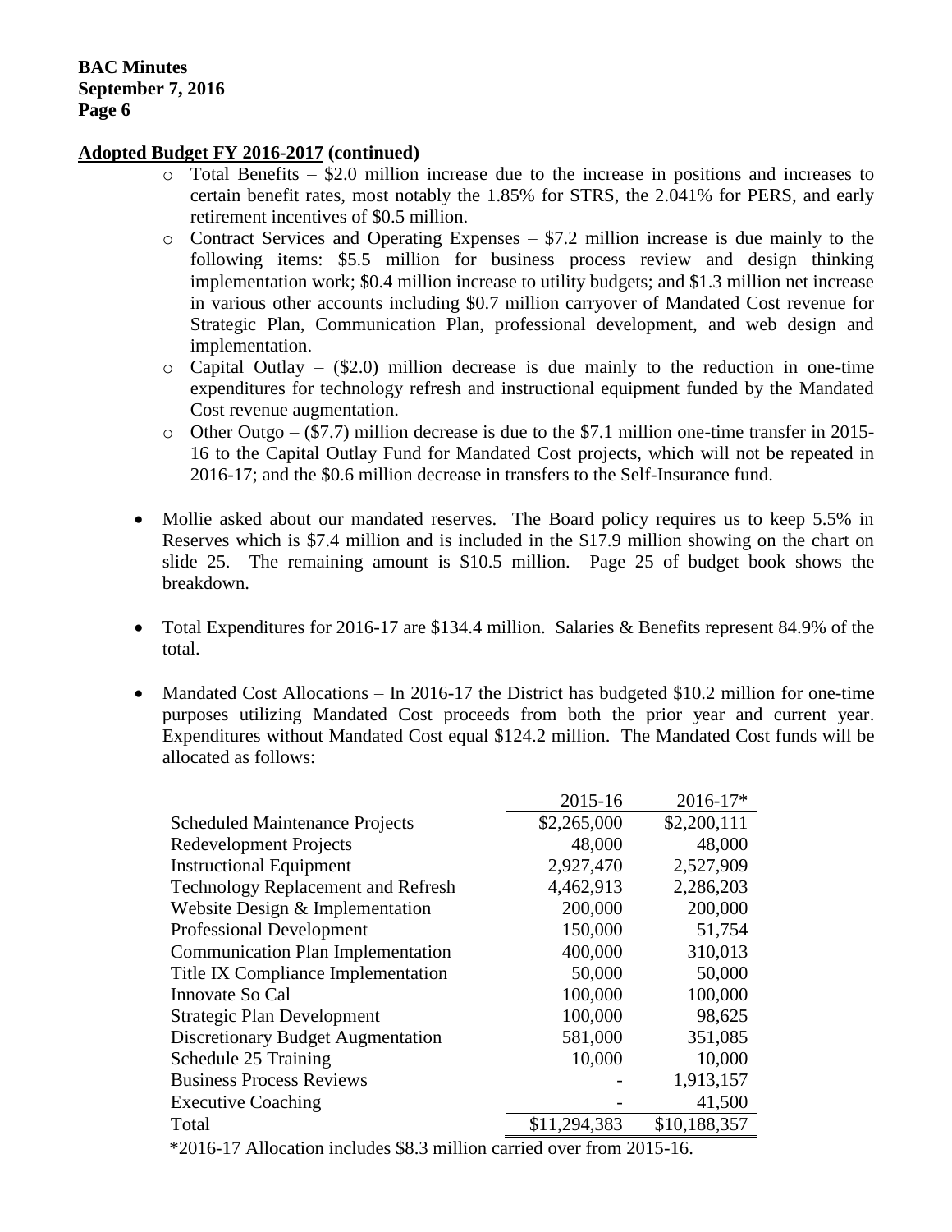**Adopted Budget FY 2016-2017 (continued)**

- Total Benefits – $2.0 million increase due to the increase in positions and increases to certain benefit rates, most notably the 1.85% for STRS, the 2.041% for PERS, and early retirement incentives of $0.5 million.
- Contract Services and Operating Expenses – $7.2 million increase is due mainly to the following items: $5.5 million for business process review and design thinking implementation work; $0.4 million increase to utility budgets; and $1.3 million net increase in various other accounts including $0.7 million carryover of Mandated Cost revenue for Strategic Plan, Communication Plan, professional development, and web design and implementation.
- Capital Outlay – ($2.0) million decrease is due mainly to the reduction in one-time expenditures for technology refresh and instructional equipment funded by the Mandated Cost revenue augmentation.
- Other Outgo – ($7.7) million decrease is due to the $7.1 million one-time transfer in 2015-16 to the Capital Outlay Fund for Mandated Cost projects, which will not be repeated in 2016-17; and the $0.6 million decrease in transfers to the Self-Insurance fund.

- Mollie asked about our mandated reserves. The Board policy requires us to keep 5.5% in Reserves which is $7.4 million and is included in the $17.9 million showing on the chart on slide 25. The remaining amount is $10.5 million. Page 25 of budget book shows the breakdown.

- Total Expenditures for 2016-17 are $134.4 million. Salaries & Benefits represent 84.9% of the total.

- Mandated Cost Allocations – In 2016-17 the District has budgeted $10.2 million for one-time purposes utilizing Mandated Cost proceeds from both the prior year and current year. Expenditures without Mandated Cost equal $124.2 million. The Mandated Cost funds will be allocated as follows:

| | 2015-16 | 2016-17* |
|---|---|---|
| Scheduled Maintenance Projects | $2,265,000 | $2,200,111 |
| Redevelopment Projects | 48,000 | 48,000 |
| Instructional Equipment | 2,927,470 | 2,527,909 |
| Technology Replacement and Refresh | 4,462,913 | 2,286,203 |
| Website Design & Implementation | 200,000 | 200,000 |
| Professional Development | 150,000 | 51,754 |
| Communication Plan Implementation | 400,000 | 310,013 |
| Title IX Compliance Implementation | 50,000 | 50,000 |
| Innovate So Cal | 100,000 | 100,000 |
| Strategic Plan Development | 100,000 | 98,625 |
| Discretionary Budget Augmentation | 581,000 | 351,085 |
| Schedule 25 Training | 10,000 | 10,000 |
| Business Process Reviews | - | 1,913,157 |
| Executive Coaching | - | 41,500 |
| Total | $11,294,383 | $10,188,357 |

*2016-17 Allocation includes $8.3 million carried over from 2015-16.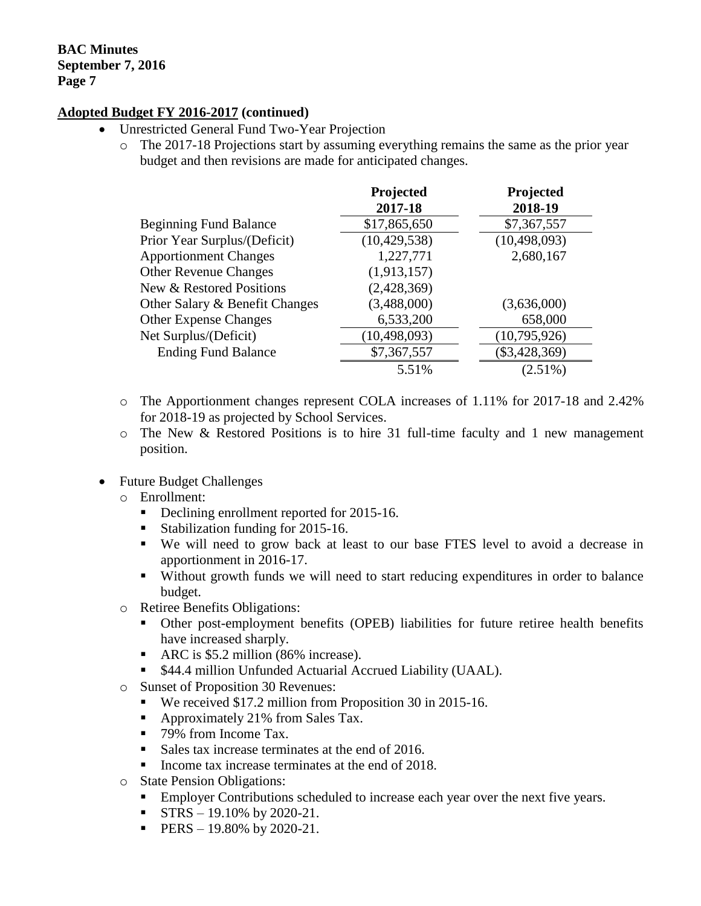**Adopted Budget FY 2016-2017 (continued)**

- Unrestricted General Fund Two-Year Projection
  - The 2017-18 Projections start by assuming everything remains the same as the prior year budget and then revisions are made for anticipated changes.

| | Projected 2017-18 | Projected 2018-19 |
|---|---|---|
| Beginning Fund Balance | $17,865,650 | $7,367,557 |
| Prior Year Surplus/(Deficit) | (10,429,538) | (10,498,093) |
| Apportionment Changes | 1,227,771 | 2,680,167 |
| Other Revenue Changes | (1,913,157) | |
| New & Restored Positions | (2,428,369) | |
| Other Salary & Benefit Changes | (3,488,000) | (3,636,000) |
| Other Expense Changes | 6,533,200 | 658,000 |
| Net Surplus/(Deficit) | (10,498,093) | (10,795,926) |
| Ending Fund Balance | $7,367,557 | ($3,428,369) |
| | 5.51% | (2.51%) |

  - The Apportionment changes represent COLA increases of 1.11% for 2017-18 and 2.42% for 2018-19 as projected by School Services.
  - The New & Restored Positions is to hire 31 full-time faculty and 1 new management position.

- Future Budget Challenges
  - Enrollment:
    - Declining enrollment reported for 2015-16.
    - Stabilization funding for 2015-16.
    - We will need to grow back at least to our base FTES level to avoid a decrease in apportionment in 2016-17.
    - Without growth funds we will need to start reducing expenditures in order to balance budget.
  - Retiree Benefits Obligations:
    - Other post-employment benefits (OPEB) liabilities for future retiree health benefits have increased sharply.
    - ARC is $5.2 million (86% increase).
    - $44.4 million Unfunded Actuarial Accrued Liability (UAAL).
  - Sunset of Proposition 30 Revenues:
    - We received $17.2 million from Proposition 30 in 2015-16.
    - Approximately 21% from Sales Tax.
    - 79% from Income Tax.
    - Sales tax increase terminates at the end of 2016.
    - Income tax increase terminates at the end of 2018.
  - State Pension Obligations:
    - Employer Contributions scheduled to increase each year over the next five years.
    - STRS – 19.10% by 2020-21.
    - PERS – 19.80% by 2020-21.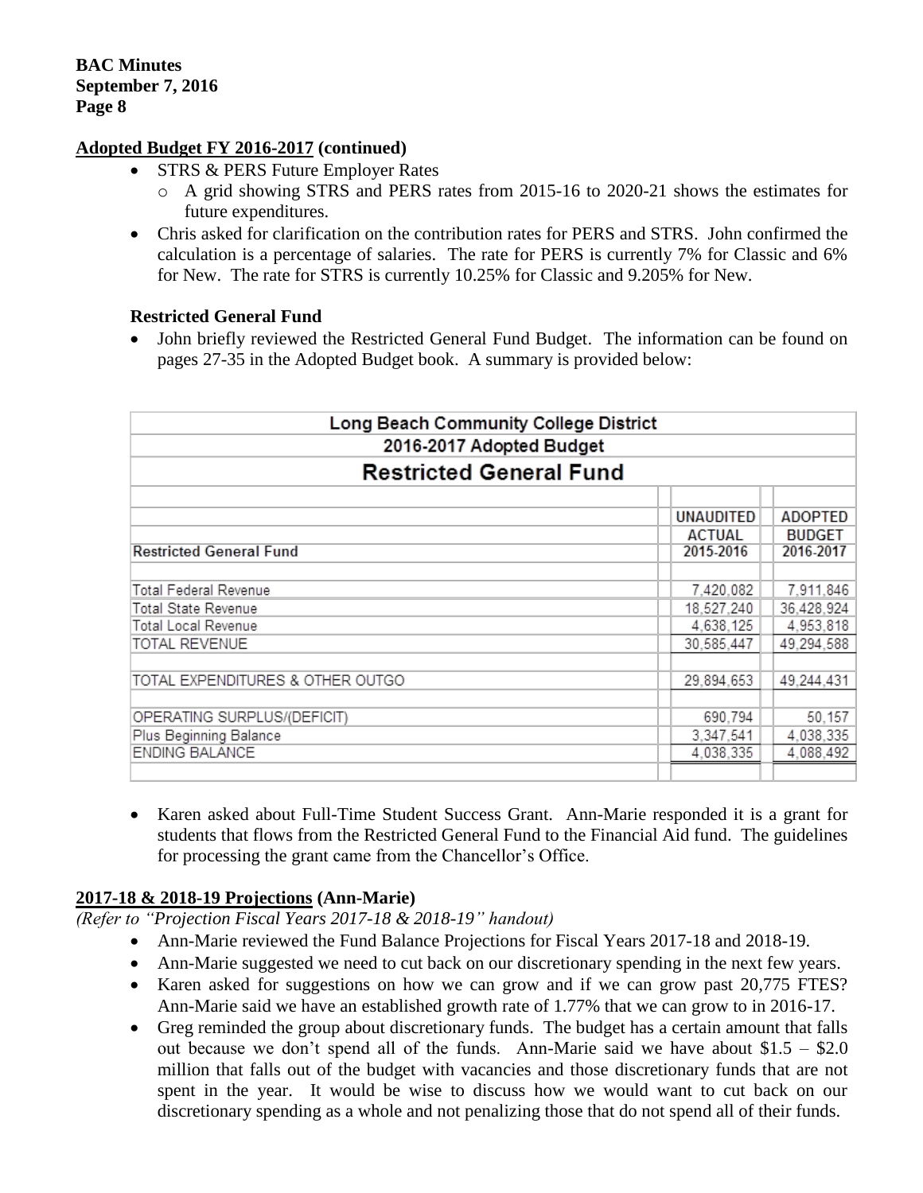**Adopted Budget FY 2016-2017 (continued)**

- STRS & PERS Future Employer Rates
  - A grid showing STRS and PERS rates from 2015-16 to 2020-21 shows the estimates for future expenditures.
- Chris asked for clarification on the contribution rates for PERS and STRS. John confirmed the calculation is a percentage of salaries. The rate for PERS is currently 7% for Classic and 6% for New. The rate for STRS is currently 10.25% for Classic and 9.205% for New.

**Restricted General Fund**

- John briefly reviewed the Restricted General Fund Budget. The information can be found on pages 27-35 in the Adopted Budget book. A summary is provided below:

| Long Beach Community College District<br>2016-2017 Adopted Budget<br>**Restricted General Fund** | | |
|---|---|---|
| Restricted General Fund | UNAUDITED ACTUAL 2015-2016 | ADOPTED BUDGET 2016-2017 |
| Total Federal Revenue | 7,420,082 | 7,911,846 |
| Total State Revenue | 18,527,240 | 36,428,924 |
| Total Local Revenue | 4,638,125 | 4,953,818 |
| TOTAL REVENUE | 30,585,447 | 49,294,588 |
| TOTAL EXPENDITURES & OTHER OUTGO | 29,894,653 | 49,244,431 |
| OPERATING SURPLUS/(DEFICIT) | 690,794 | 50,157 |
| Plus Beginning Balance | 3,347,541 | 4,038,335 |
| ENDING BALANCE | 4,038,335 | 4,088,492 |

- Karen asked about Full-Time Student Success Grant. Ann-Marie responded it is a grant for students that flows from the Restricted General Fund to the Financial Aid fund. The guidelines for processing the grant came from the Chancellor's Office.

**2017-18 & 2018-19 Projections (Ann-Marie)**

*(Refer to "Projection Fiscal Years 2017-18 & 2018-19" handout)*

- Ann-Marie reviewed the Fund Balance Projections for Fiscal Years 2017-18 and 2018-19.
- Ann-Marie suggested we need to cut back on our discretionary spending in the next few years.
- Karen asked for suggestions on how we can grow and if we can grow past 20,775 FTES? Ann-Marie said we have an established growth rate of 1.77% that we can grow to in 2016-17.
- Greg reminded the group about discretionary funds. The budget has a certain amount that falls out because we don't spend all of the funds. Ann-Marie said we have about $1.5 – $2.0 million that falls out of the budget with vacancies and those discretionary funds that are not spent in the year. It would be wise to discuss how we would want to cut back on our discretionary spending as a whole and not penalizing those that do not spend all of their funds.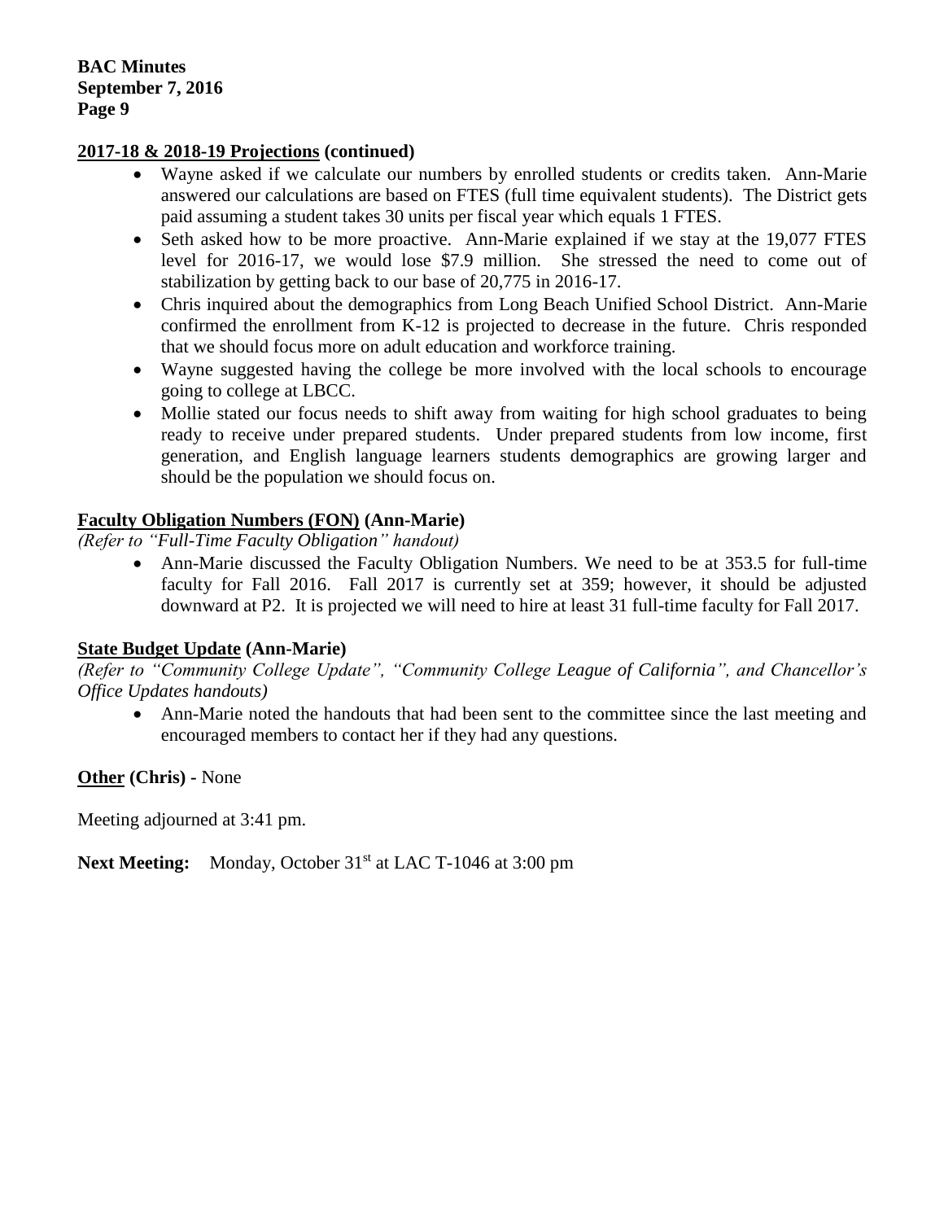**2017-18 & 2018-19 Projections (continued)**

- Wayne asked if we calculate our numbers by enrolled students or credits taken. Ann-Marie answered our calculations are based on FTES (full time equivalent students). The District gets paid assuming a student takes 30 units per fiscal year which equals 1 FTES.
- Seth asked how to be more proactive. Ann-Marie explained if we stay at the 19,077 FTES level for 2016-17, we would lose \$7.9 million. She stressed the need to come out of stabilization by getting back to our base of 20,775 in 2016-17.
- Chris inquired about the demographics from Long Beach Unified School District. Ann-Marie confirmed the enrollment from K-12 is projected to decrease in the future. Chris responded that we should focus more on adult education and workforce training.
- Wayne suggested having the college be more involved with the local schools to encourage going to college at LBCC.
- Mollie stated our focus needs to shift away from waiting for high school graduates to being ready to receive under prepared students. Under prepared students from low income, first generation, and English language learners students demographics are growing larger and should be the population we should focus on.

**Faculty Obligation Numbers (FON) (Ann-Marie)**

*(Refer to "Full-Time Faculty Obligation" handout)*

- Ann-Marie discussed the Faculty Obligation Numbers. We need to be at 353.5 for full-time faculty for Fall 2016. Fall 2017 is currently set at 359; however, it should be adjusted downward at P2. It is projected we will need to hire at least 31 full-time faculty for Fall 2017.

**State Budget Update (Ann-Marie)**

*(Refer to "Community College Update", "Community College League of California", and Chancellor's Office Updates handouts)*

- Ann-Marie noted the handouts that had been sent to the committee since the last meeting and encouraged members to contact her if they had any questions.

**Other (Chris) -** None

Meeting adjourned at 3:41 pm.

**Next Meeting:** Monday, October 31st at LAC T-1046 at 3:00 pm